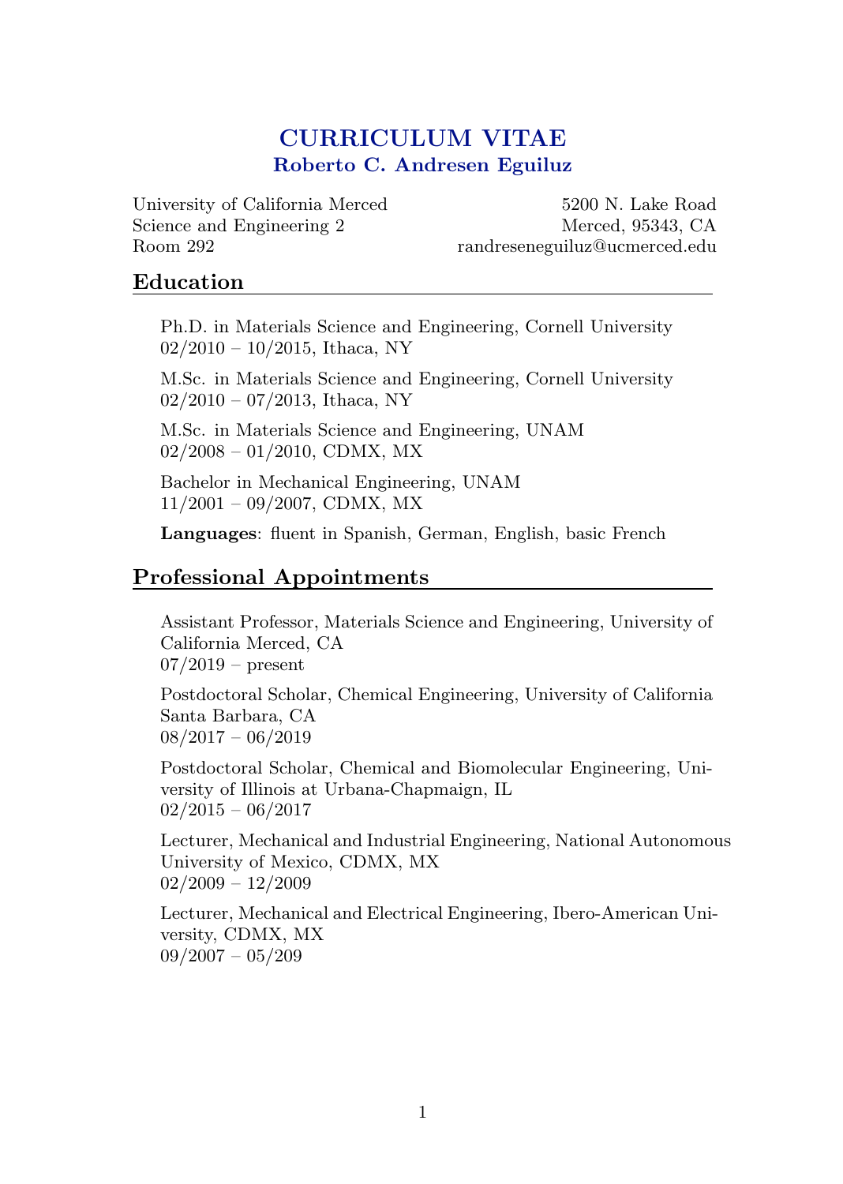# CURRICULUM VITAE

## Roberto C. Andresen Eguiluz

University of California Merced
Science and Engineering 2
Room 292

5200 N. Lake Road
Merced, 95343, CA
randreseneguiluz@ucmerced.edu

## Education

Ph.D. in Materials Science and Engineering, Cornell University
02/2010 – 10/2015, Ithaca, NY

M.Sc. in Materials Science and Engineering, Cornell University
02/2010 – 07/2013, Ithaca, NY

M.Sc. in Materials Science and Engineering, UNAM
02/2008 – 01/2010, CDMX, MX

Bachelor in Mechanical Engineering, UNAM
11/2001 – 09/2007, CDMX, MX

**Languages**: fluent in Spanish, German, English, basic French

## Professional Appointments

Assistant Professor, Materials Science and Engineering, University of California Merced, CA
07/2019 – present

Postdoctoral Scholar, Chemical Engineering, University of California Santa Barbara, CA
08/2017 – 06/2019

Postdoctoral Scholar, Chemical and Biomolecular Engineering, University of Illinois at Urbana-Chapmaign, IL
02/2015 – 06/2017

Lecturer, Mechanical and Industrial Engineering, National Autonomous University of Mexico, CDMX, MX
02/2009 – 12/2009

Lecturer, Mechanical and Electrical Engineering, Ibero-American University, CDMX, MX
09/2007 – 05/209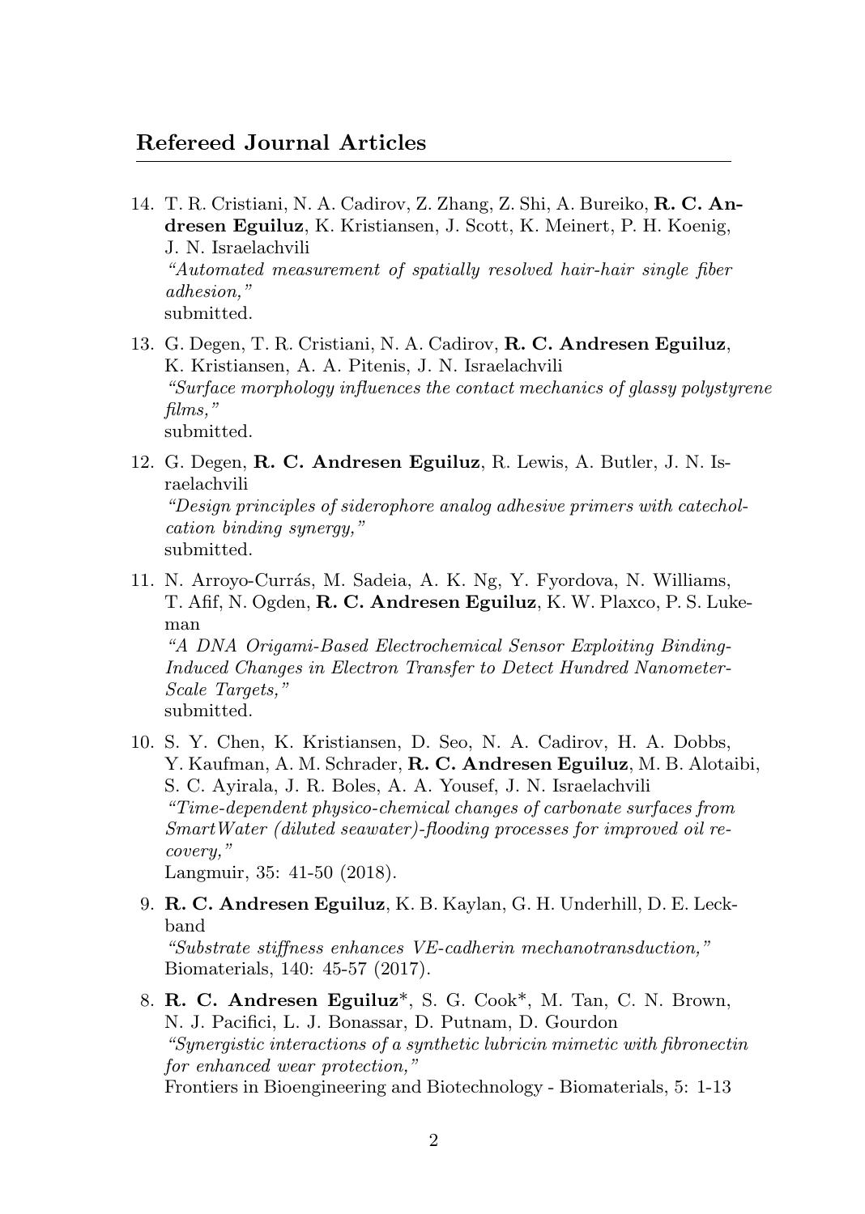## Refereed Journal Articles

14. T. R. Cristiani, N. A. Cadirov, Z. Zhang, Z. Shi, A. Bureiko, **R. C. Andresen Eguiluz**, K. Kristiansen, J. Scott, K. Meinert, P. H. Koenig, J. N. Israelachvili
    *"Automated measurement of spatially resolved hair-hair single fiber adhesion,"*
    submitted.

13. G. Degen, T. R. Cristiani, N. A. Cadirov, **R. C. Andresen Eguiluz**, K. Kristiansen, A. A. Pitenis, J. N. Israelachvili
    *"Surface morphology influences the contact mechanics of glassy polystyrene films,"*
    submitted.

12. G. Degen, **R. C. Andresen Eguiluz**, R. Lewis, A. Butler, J. N. Israelachvili
    *"Design principles of siderophore analog adhesive primers with catechol-cation binding synergy,"*
    submitted.

11. N. Arroyo-Currás, M. Sadeia, A. K. Ng, Y. Fyordova, N. Williams, T. Afif, N. Ogden, **R. C. Andresen Eguiluz**, K. W. Plaxco, P. S. Lukeman
    *"A DNA Origami-Based Electrochemical Sensor Exploiting Binding-Induced Changes in Electron Transfer to Detect Hundred Nanometer-Scale Targets,"*
    submitted.

10. S. Y. Chen, K. Kristiansen, D. Seo, N. A. Cadirov, H. A. Dobbs, Y. Kaufman, A. M. Schrader, **R. C. Andresen Eguiluz**, M. B. Alotaibi, S. C. Ayirala, J. R. Boles, A. A. Yousef, J. N. Israelachvili
    *"Time-dependent physico-chemical changes of carbonate surfaces from SmartWater (diluted seawater)-flooding processes for improved oil recovery,"*
    Langmuir, 35: 41-50 (2018).

9. **R. C. Andresen Eguiluz**, K. B. Kaylan, G. H. Underhill, D. E. Leckband
   *"Substrate stiffness enhances VE-cadherin mechanotransduction,"*
   Biomaterials, 140: 45-57 (2017).

8. **R. C. Andresen Eguiluz***, S. G. Cook*, M. Tan, C. N. Brown, N. J. Pacifici, L. J. Bonassar, D. Putnam, D. Gourdon
   *"Synergistic interactions of a synthetic lubricin mimetic with fibronectin for enhanced wear protection,"*
   Frontiers in Bioengineering and Biotechnology - Biomaterials, 5: 1-13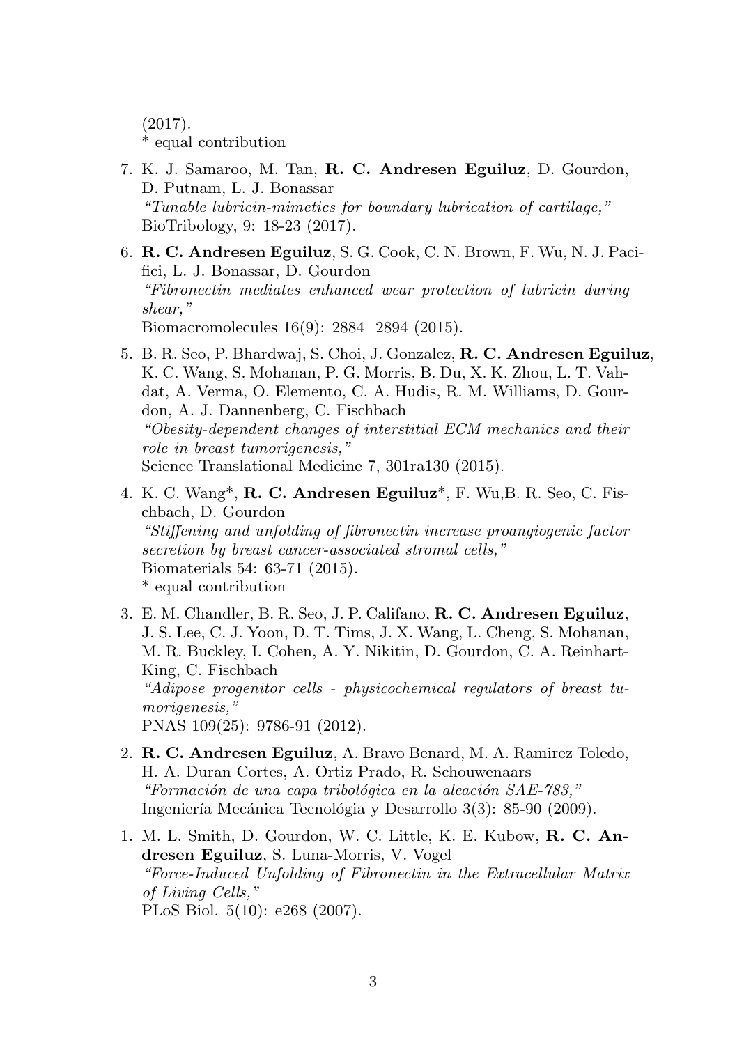(2017).
\* equal contribution

7. K. J. Samaroo, M. Tan, **R. C. Andresen Eguiluz**, D. Gourdon, D. Putnam, L. J. Bonassar
   *"Tunable lubricin-mimetics for boundary lubrication of cartilage,"*
   BioTribology, 9: 18-23 (2017).

6. **R. C. Andresen Eguiluz**, S. G. Cook, C. N. Brown, F. Wu, N. J. Paci-fici, L. J. Bonassar, D. Gourdon
   *"Fibronectin mediates enhanced wear protection of lubricin during shear,"*
   Biomacromolecules 16(9): 2884 2894 (2015).

5. B. R. Seo, P. Bhardwaj, S. Choi, J. Gonzalez, **R. C. Andresen Eguiluz**, K. C. Wang, S. Mohanan, P. G. Morris, B. Du, X. K. Zhou, L. T. Vahdat, A. Verma, O. Elemento, C. A. Hudis, R. M. Williams, D. Gourdon, A. J. Dannenberg, C. Fischbach
   *"Obesity-dependent changes of interstitial ECM mechanics and their role in breast tumorigenesis,"*
   Science Translational Medicine 7, 301ra130 (2015).

4. K. C. Wang\*, **R. C. Andresen Eguiluz**\*, F. Wu,B. R. Seo, C. Fischbach, D. Gourdon
   *"Stiffening and unfolding of fibronectin increase proangiogenic factor secretion by breast cancer-associated stromal cells,"*
   Biomaterials 54: 63-71 (2015).
   \* equal contribution

3. E. M. Chandler, B. R. Seo, J. P. Califano, **R. C. Andresen Eguiluz**, J. S. Lee, C. J. Yoon, D. T. Tims, J. X. Wang, L. Cheng, S. Mohanan, M. R. Buckley, I. Cohen, A. Y. Nikitin, D. Gourdon, C. A. Reinhart-King, C. Fischbach
   *"Adipose progenitor cells - physicochemical regulators of breast tumorigenesis,"*
   PNAS 109(25): 9786-91 (2012).

2. **R. C. Andresen Eguiluz**, A. Bravo Benard, M. A. Ramirez Toledo, H. A. Duran Cortes, A. Ortiz Prado, R. Schouwenaars
   *"Formación de una capa tribológica en la aleación SAE-783,"*
   Ingeniería Mecánica Tecnológia y Desarrollo 3(3): 85-90 (2009).

1. M. L. Smith, D. Gourdon, W. C. Little, K. E. Kubow, **R. C. Andresen Eguiluz**, S. Luna-Morris, V. Vogel
   *"Force-Induced Unfolding of Fibronectin in the Extracellular Matrix of Living Cells,"*
   PLoS Biol. 5(10): e268 (2007).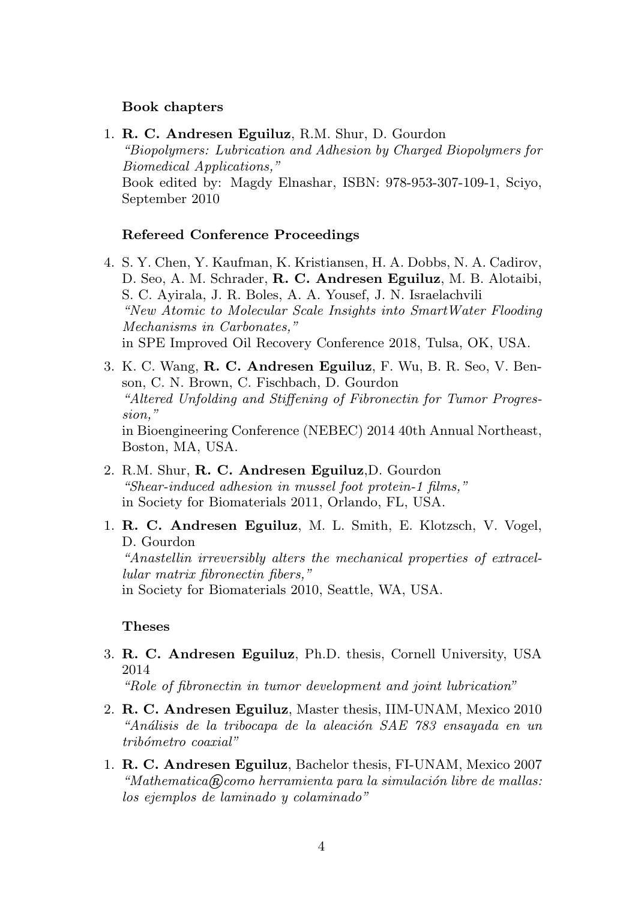### Book chapters

1. **R. C. Andresen Eguiluz**, R.M. Shur, D. Gourdon
*"Biopolymers: Lubrication and Adhesion by Charged Biopolymers for Biomedical Applications,"*
Book edited by: Magdy Elnashar, ISBN: 978-953-307-109-1, Sciyo, September 2010

### Refereed Conference Proceedings

4. S. Y. Chen, Y. Kaufman, K. Kristiansen, H. A. Dobbs, N. A. Cadirov, D. Seo, A. M. Schrader, **R. C. Andresen Eguiluz**, M. B. Alotaibi, S. C. Ayirala, J. R. Boles, A. A. Yousef, J. N. Israelachvili
*"New Atomic to Molecular Scale Insights into SmartWater Flooding Mechanisms in Carbonates,"*
in SPE Improved Oil Recovery Conference 2018, Tulsa, OK, USA.

3. K. C. Wang, **R. C. Andresen Eguiluz**, F. Wu, B. R. Seo, V. Benson, C. N. Brown, C. Fischbach, D. Gourdon
*"Altered Unfolding and Stiffening of Fibronectin for Tumor Progression,"*
in Bioengineering Conference (NEBEC) 2014 40th Annual Northeast, Boston, MA, USA.

2. R.M. Shur, **R. C. Andresen Eguiluz**,D. Gourdon
*"Shear-induced adhesion in mussel foot protein-1 films,"*
in Society for Biomaterials 2011, Orlando, FL, USA.

1. **R. C. Andresen Eguiluz**, M. L. Smith, E. Klotzsch, V. Vogel, D. Gourdon
*"Anastellin irreversibly alters the mechanical properties of extracellular matrix fibronectin fibers,"*
in Society for Biomaterials 2010, Seattle, WA, USA.

### Theses

3. **R. C. Andresen Eguiluz**, Ph.D. thesis, Cornell University, USA 2014
*"Role of fibronectin in tumor development and joint lubrication"*

2. **R. C. Andresen Eguiluz**, Master thesis, IIM-UNAM, Mexico 2010
*"Análisis de la tribocapa de la aleación SAE 783 ensayada en un tribómetro coaxial"*

1. **R. C. Andresen Eguiluz**, Bachelor thesis, FI-UNAM, Mexico 2007
*"Mathematica® como herramienta para la simulación libre de mallas: los ejemplos de laminado y colaminado"*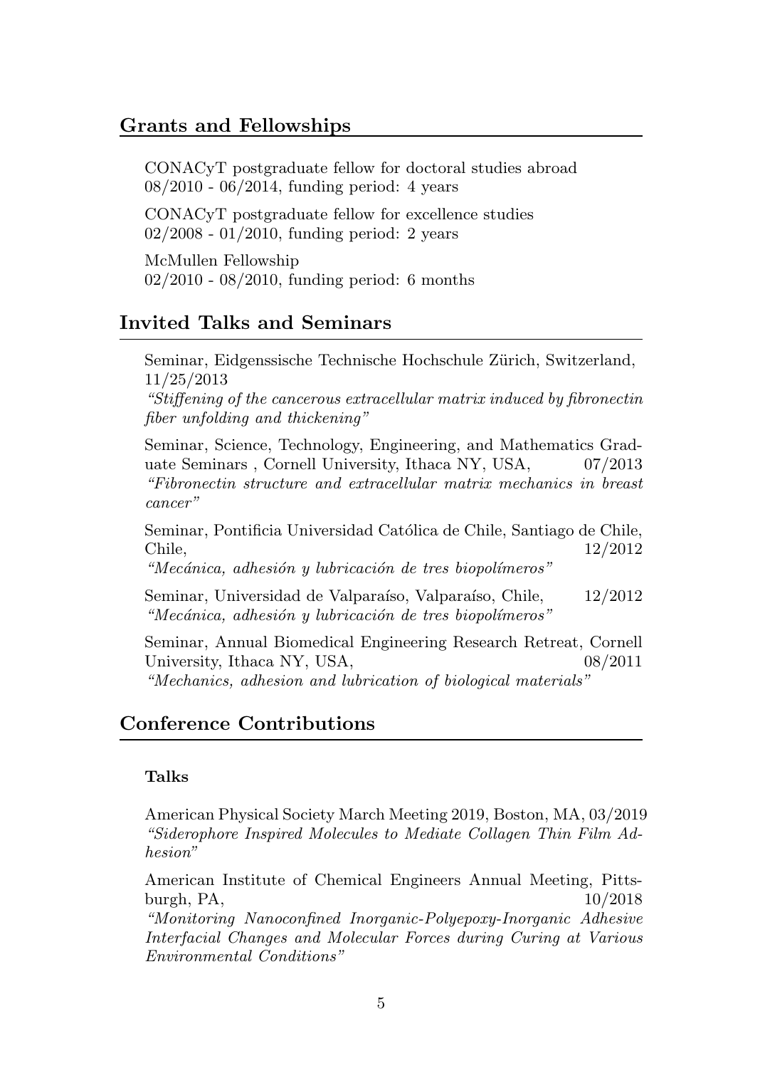## Grants and Fellowships

CONACyT postgraduate fellow for doctoral studies abroad
08/2010 - 06/2014, funding period: 4 years

CONACyT postgraduate fellow for excellence studies
02/2008 - 01/2010, funding period: 2 years

McMullen Fellowship
02/2010 - 08/2010, funding period: 6 months

## Invited Talks and Seminars

Seminar, Eidgenssische Technische Hochschule Zürich, Switzerland, 11/25/2013
*"Stiffening of the cancerous extracellular matrix induced by fibronectin fiber unfolding and thickening"*

Seminar, Science, Technology, Engineering, and Mathematics Graduate Seminars , Cornell University, Ithaca NY, USA, 07/2013
*"Fibronectin structure and extracellular matrix mechanics in breast cancer"*

Seminar, Pontificia Universidad Católica de Chile, Santiago de Chile, Chile, 12/2012
*"Mecánica, adhesión y lubricación de tres biopolímeros"*

Seminar, Universidad de Valparaíso, Valparaíso, Chile, 12/2012
*"Mecánica, adhesión y lubricación de tres biopolímeros"*

Seminar, Annual Biomedical Engineering Research Retreat, Cornell University, Ithaca NY, USA, 08/2011
*"Mechanics, adhesion and lubrication of biological materials"*

## Conference Contributions

### Talks

American Physical Society March Meeting 2019, Boston, MA, 03/2019
*"Siderophore Inspired Molecules to Mediate Collagen Thin Film Adhesion"*

American Institute of Chemical Engineers Annual Meeting, Pittsburgh, PA, 10/2018
*"Monitoring Nanoconfined Inorganic-Polyepoxy-Inorganic Adhesive Interfacial Changes and Molecular Forces during Curing at Various Environmental Conditions"*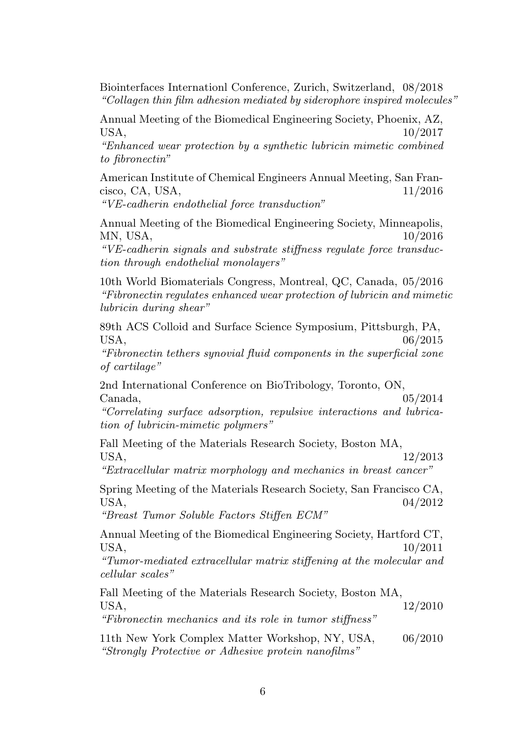Biointerfaces Internationl Conference, Zurich, Switzerland, 08/2018
*"Collagen thin film adhesion mediated by siderophore inspired molecules"*

Annual Meeting of the Biomedical Engineering Society, Phoenix, AZ, USA, 10/2017
*"Enhanced wear protection by a synthetic lubricin mimetic combined to fibronectin"*

American Institute of Chemical Engineers Annual Meeting, San Francisco, CA, USA, 11/2016
*"VE-cadherin endothelial force transduction"*

Annual Meeting of the Biomedical Engineering Society, Minneapolis, MN, USA, 10/2016
*"VE-cadherin signals and substrate stiffness regulate force transduction through endothelial monolayers"*

10th World Biomaterials Congress, Montreal, QC, Canada, 05/2016
*"Fibronectin regulates enhanced wear protection of lubricin and mimetic lubricin during shear"*

89th ACS Colloid and Surface Science Symposium, Pittsburgh, PA, USA, 06/2015
*"Fibronectin tethers synovial fluid components in the superficial zone of cartilage"*

2nd International Conference on BioTribology, Toronto, ON, Canada, 05/2014
*"Correlating surface adsorption, repulsive interactions and lubrication of lubricin-mimetic polymers"*

Fall Meeting of the Materials Research Society, Boston MA, USA, 12/2013
*"Extracellular matrix morphology and mechanics in breast cancer"*

Spring Meeting of the Materials Research Society, San Francisco CA, USA, 04/2012
*"Breast Tumor Soluble Factors Stiffen ECM"*

Annual Meeting of the Biomedical Engineering Society, Hartford CT, USA, 10/2011
*"Tumor-mediated extracellular matrix stiffening at the molecular and cellular scales"*

Fall Meeting of the Materials Research Society, Boston MA, USA, 12/2010
*"Fibronectin mechanics and its role in tumor stiffness"*

11th New York Complex Matter Workshop, NY, USA, 06/2010
*"Strongly Protective or Adhesive protein nanofilms"*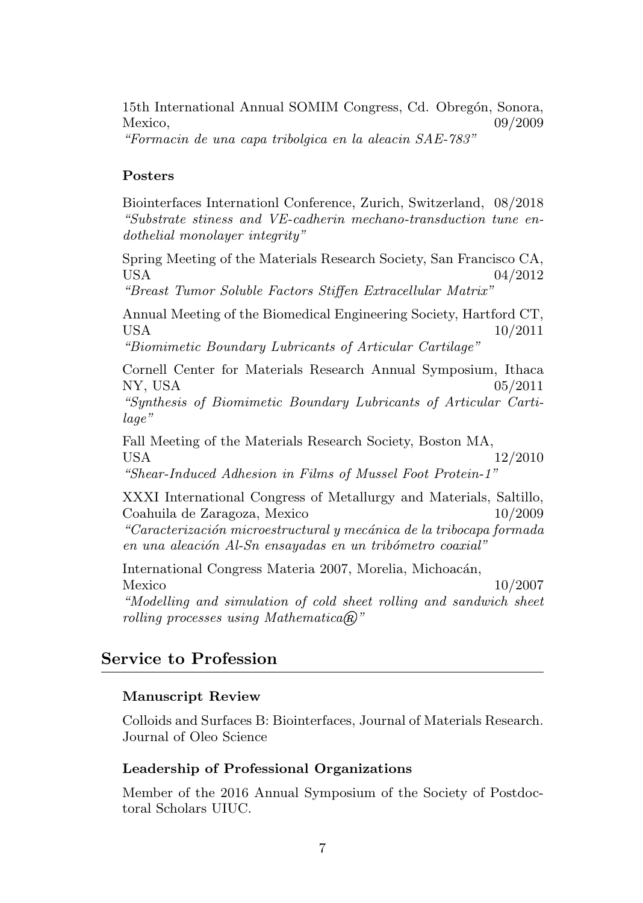15th International Annual SOMIM Congress, Cd. Obregón, Sonora, Mexico, 09/2009
*"Formacin de una capa tribolgica en la aleacin SAE-783"*

### Posters

Biointerfaces Internationl Conference, Zurich, Switzerland, 08/2018
*"Substrate stiness and VE-cadherin mechano-transduction tune endothelial monolayer integrity"*

Spring Meeting of the Materials Research Society, San Francisco CA, USA 04/2012
*"Breast Tumor Soluble Factors Stiffen Extracellular Matrix"*

Annual Meeting of the Biomedical Engineering Society, Hartford CT, USA 10/2011
*"Biomimetic Boundary Lubricants of Articular Cartilage"*

Cornell Center for Materials Research Annual Symposium, Ithaca NY, USA 05/2011
*"Synthesis of Biomimetic Boundary Lubricants of Articular Cartilage"*

Fall Meeting of the Materials Research Society, Boston MA, USA 12/2010
*"Shear-Induced Adhesion in Films of Mussel Foot Protein-1"*

XXXI International Congress of Metallurgy and Materials, Saltillo, Coahuila de Zaragoza, Mexico 10/2009
*"Caracterización microestructural y mecánica de la tribocapa formada en una aleación Al-Sn ensayadas en un tribómetro coaxial"*

International Congress Materia 2007, Morelia, Michoacán, Mexico 10/2007
*"Modelling and simulation of cold sheet rolling and sandwich sheet rolling processes using Mathematica®"*

## Service to Profession

### Manuscript Review

Colloids and Surfaces B: Biointerfaces, Journal of Materials Research. Journal of Oleo Science

### Leadership of Professional Organizations

Member of the 2016 Annual Symposium of the Society of Postdoctoral Scholars UIUC.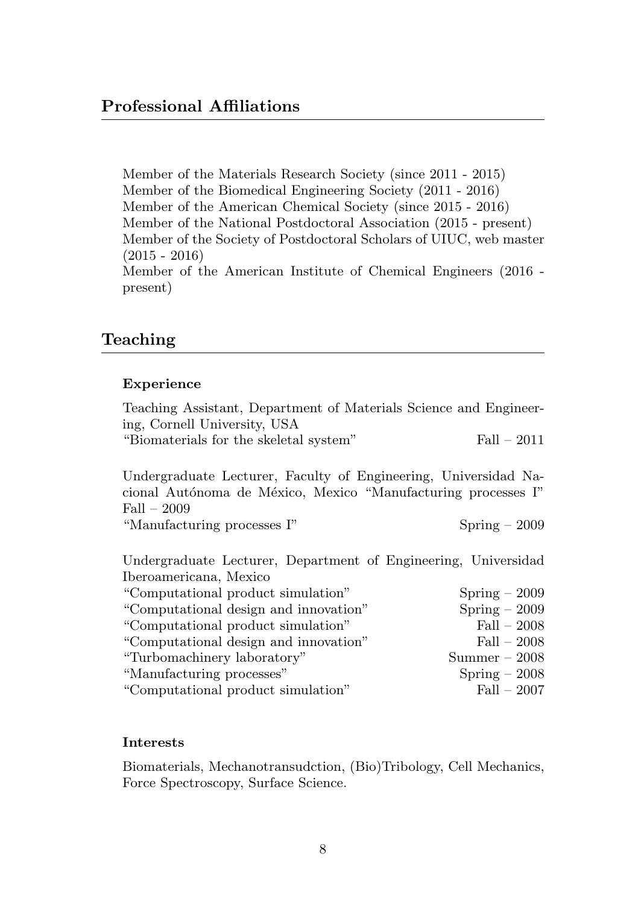## Professional Affiliations

Member of the Materials Research Society (since 2011 - 2015)
Member of the Biomedical Engineering Society (2011 - 2016)
Member of the American Chemical Society (since 2015 - 2016)
Member of the National Postdoctoral Association (2015 - present)
Member of the Society of Postdoctoral Scholars of UIUC, web master (2015 - 2016)
Member of the American Institute of Chemical Engineers (2016 - present)

## Teaching

### Experience

Teaching Assistant, Department of Materials Science and Engineering, Cornell University, USA
"Biomaterials for the skeletal system" Fall – 2011

Undergraduate Lecturer, Faculty of Engineering, Universidad Nacional Autónoma de México, Mexico "Manufacturing processes I" Fall – 2009
"Manufacturing processes I" Spring – 2009

Undergraduate Lecturer, Department of Engineering, Universidad Iberoamericana, Mexico
"Computational product simulation" Spring – 2009
"Computational design and innovation" Spring – 2009
"Computational product simulation" Fall – 2008
"Computational design and innovation" Fall – 2008
"Turbomachinery laboratory" Summer – 2008
"Manufacturing processes" Spring – 2008
"Computational product simulation" Fall – 2007

### Interests

Biomaterials, Mechanotransudction, (Bio)Tribology, Cell Mechanics, Force Spectroscopy, Surface Science.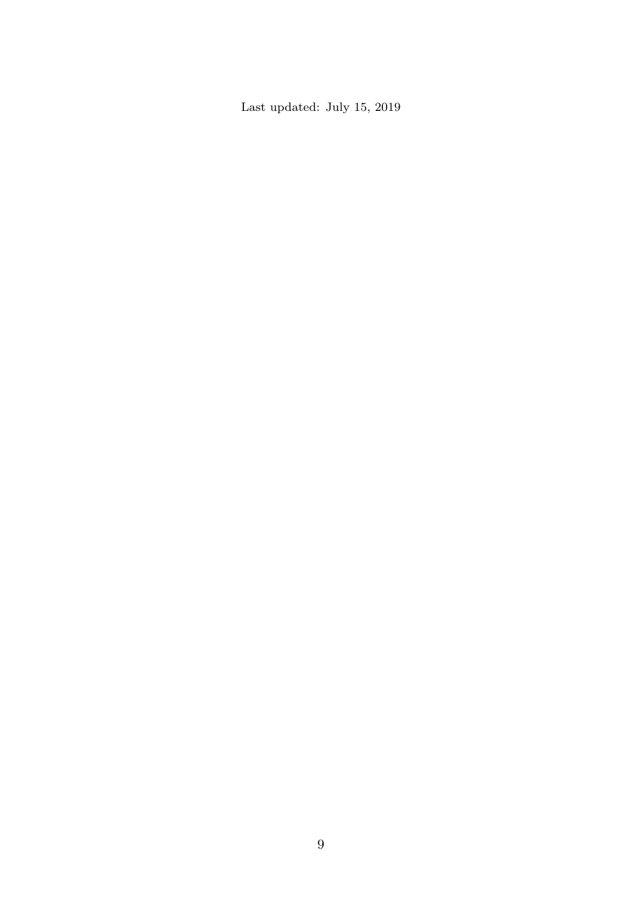Last updated: July 15, 2019